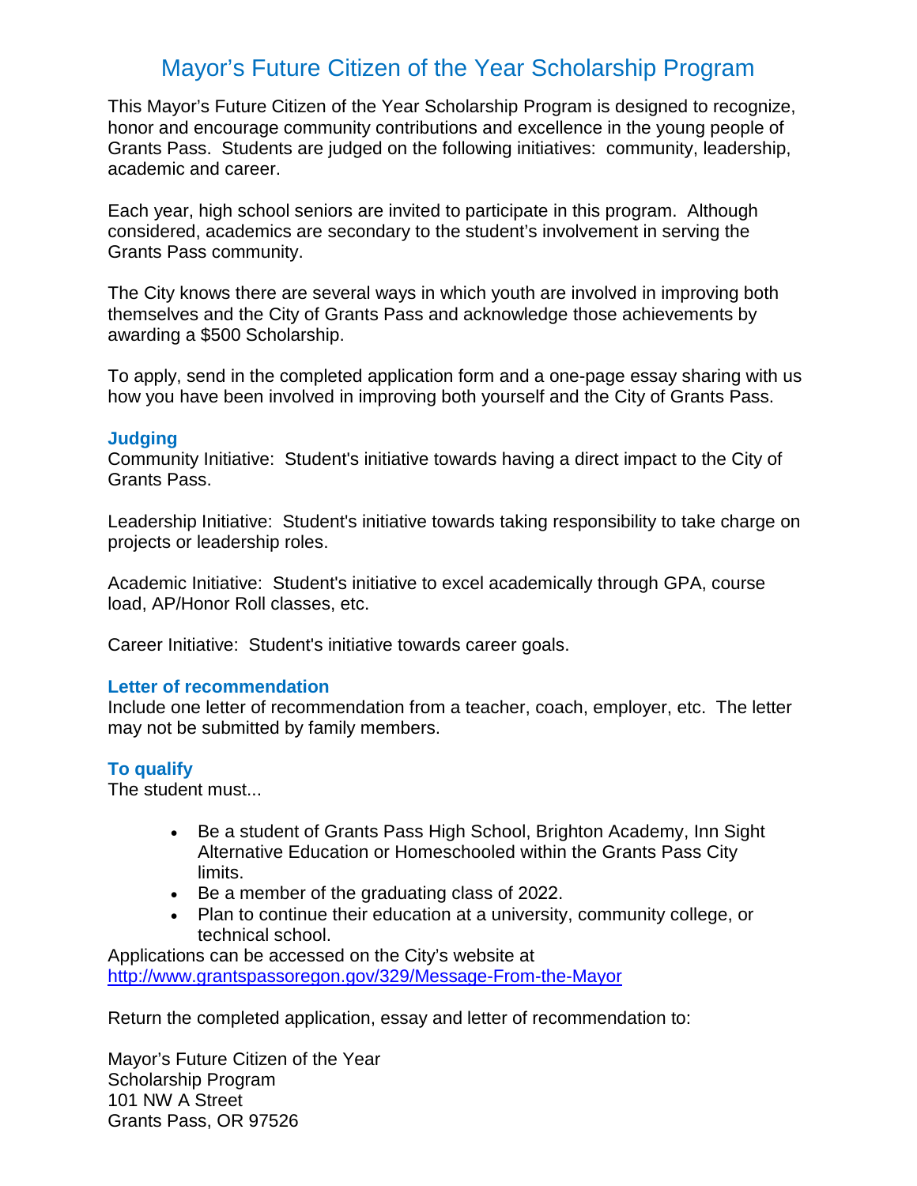# Mayor's Future Citizen of the Year Scholarship Program

This Mayor's Future Citizen of the Year Scholarship Program is designed to recognize, honor and encourage community contributions and excellence in the young people of Grants Pass. Students are judged on the following initiatives: community, leadership, academic and career.

Each year, high school seniors are invited to participate in this program. Although considered, academics are secondary to the student's involvement in serving the Grants Pass community.

The City knows there are several ways in which youth are involved in improving both themselves and the City of Grants Pass and acknowledge those achievements by awarding a $500 Scholarship.

To apply, send in the completed application form and a one-page essay sharing with us how you have been involved in improving both yourself and the City of Grants Pass.

### Judging

Community Initiative: Student's initiative towards having a direct impact to the City of Grants Pass.

Leadership Initiative: Student's initiative towards taking responsibility to take charge on projects or leadership roles.

Academic Initiative: Student's initiative to excel academically through GPA, course load, AP/Honor Roll classes, etc.

Career Initiative: Student's initiative towards career goals.

### Letter of recommendation

Include one letter of recommendation from a teacher, coach, employer, etc. The letter may not be submitted by family members.

### To qualify

The student must...

- Be a student of Grants Pass High School, Brighton Academy, Inn Sight Alternative Education or Homeschooled within the Grants Pass City limits.
- Be a member of the graduating class of 2022.
- Plan to continue their education at a university, community college, or technical school.

Applications can be accessed on the City's website at
http://www.grantspassoregon.gov/329/Message-From-the-Mayor

Return the completed application, essay and letter of recommendation to:

Mayor's Future Citizen of the Year
Scholarship Program
101 NW A Street
Grants Pass, OR 97526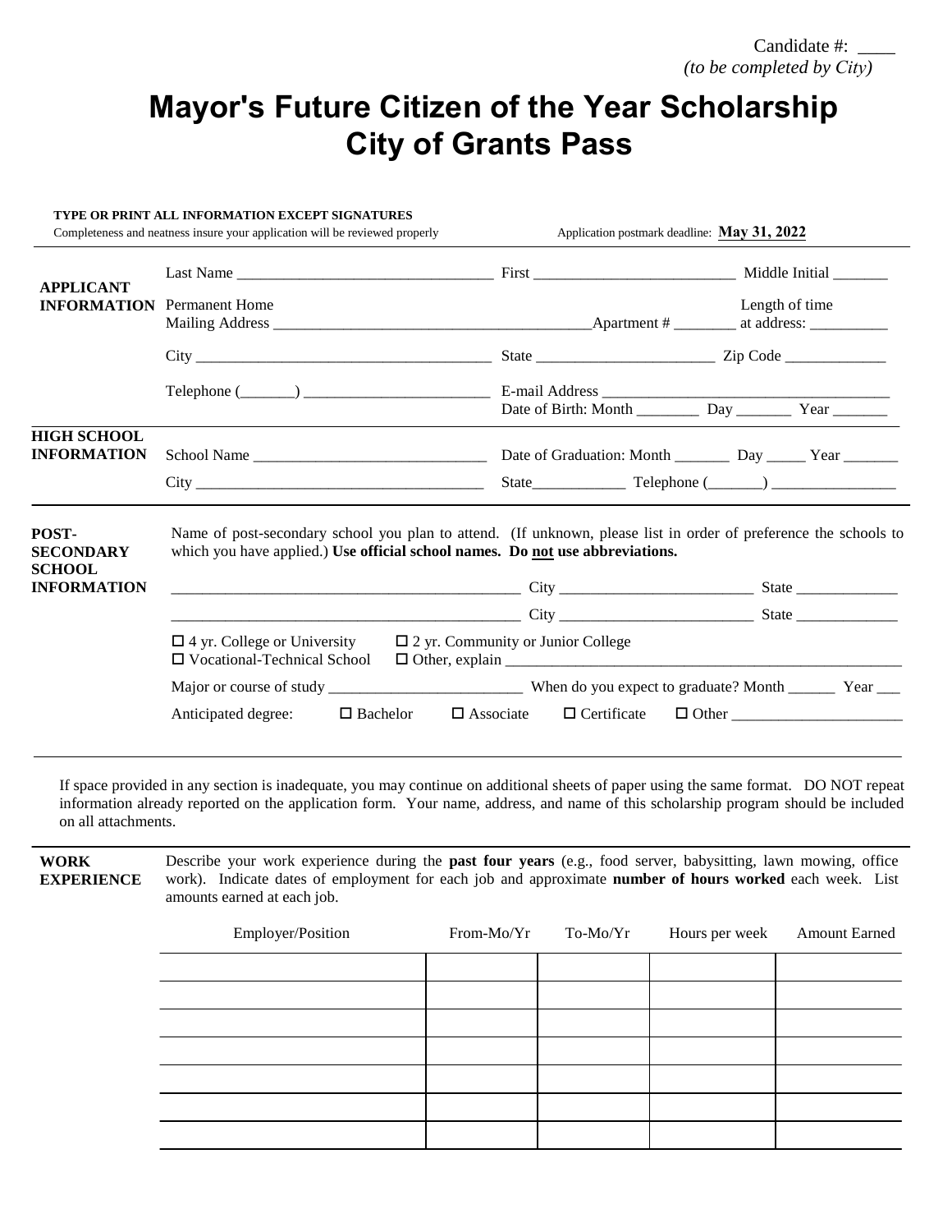Candidate #: ____
*(to be completed by City)*

# Mayor's Future Citizen of the Year Scholarship
# City of Grants Pass

**TYPE OR PRINT ALL INFORMATION EXCEPT SIGNATURES**
Completeness and neatness insure your application will be reviewed properly

Application postmark deadline: **May 31, 2022**

**APPLICANT INFORMATION**

Last Name ______________________ First ______________________ Middle Initial _______

Permanent Home Mailing Address ______________________ Apartment # ________ Length of time at address: __________

City ______________________ State ______________________ Zip Code _____________

Telephone (_______) ______________________ E-mail Address ______________________

Date of Birth: Month ________ Day _______ Year _______

**HIGH SCHOOL INFORMATION**

School Name ______________________ Date of Graduation: Month _______ Day _____ Year _______

City ______________________ State____________ Telephone (_______) ________________

**POST-SECONDARY SCHOOL INFORMATION**

Name of post-secondary school you plan to attend. (If unknown, please list in order of preference the schools to which you have applied.) **Use official school names. Do not use abbreviations.**

______________________ City ______________________ State _____________

______________________ City ______________________ State _____________

☐ 4 yr. College or University ☐ 2 yr. Community or Junior College
☐ Vocational-Technical School ☐ Other, explain ______________________

Major or course of study ______________________ When do you expect to graduate? Month ______ Year ___

Anticipated degree: ☐ Bachelor ☐ Associate ☐ Certificate ☐ Other ______________________

If space provided in any section is inadequate, you may continue on additional sheets of paper using the same format. DO NOT repeat information already reported on the application form. Your name, address, and name of this scholarship program should be included on all attachments.

**WORK EXPERIENCE**

Describe your work experience during the **past four years** (e.g., food server, babysitting, lawn mowing, office work). Indicate dates of employment for each job and approximate **number of hours worked** each week. List amounts earned at each job.

| Employer/Position | From-Mo/Yr | To-Mo/Yr | Hours per week | Amount Earned |
|---|---|---|---|---|
| | | | | |
| | | | | |
| | | | | |
| | | | | |
| | | | | |
| | | | | |
| | | | | |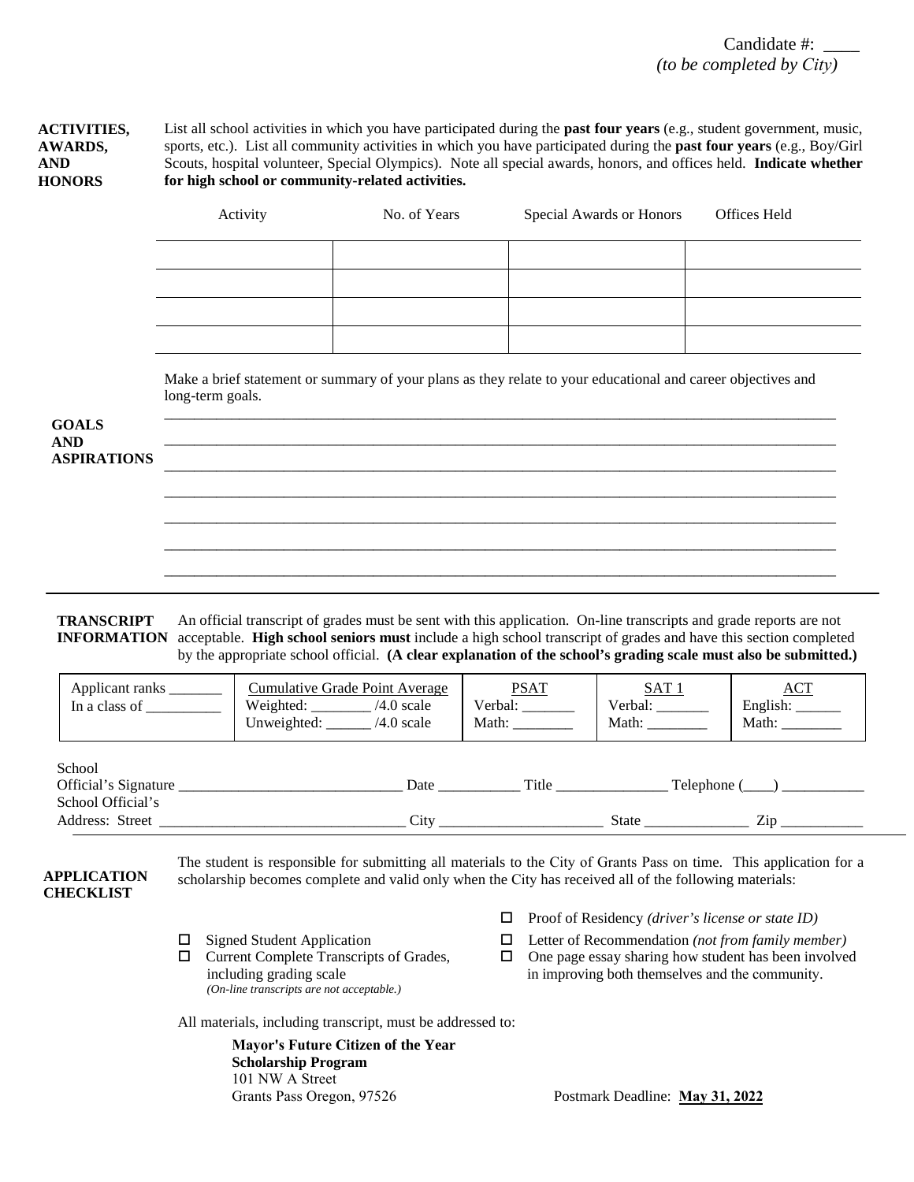Candidate #: ____
*(to be completed by City)*

## ACTIVITIES, AWARDS, AND HONORS

List all school activities in which you have participated during the **past four years** (e.g., student government, music, sports, etc.). List all community activities in which you have participated during the **past four years** (e.g., Boy/Girl Scouts, hospital volunteer, Special Olympics). Note all special awards, honors, and offices held. **Indicate whether for high school or community-related activities.**

| Activity | No. of Years | Special Awards or Honors | Offices Held |
|---|---|---|---|
| | | | |
| | | | |
| | | | |
| | | | |

## GOALS AND ASPIRATIONS

Make a brief statement or summary of your plans as they relate to your educational and career objectives and long-term goals.

_______________________________________________________________________________

_______________________________________________________________________________

_______________________________________________________________________________

_______________________________________________________________________________

_______________________________________________________________________________

_______________________________________________________________________________

_______________________________________________________________________________

## TRANSCRIPT INFORMATION

An official transcript of grades must be sent with this application. On-line transcripts and grade reports are not acceptable. **High school seniors must** include a high school transcript of grades and have this section completed by the appropriate school official. **(A clear explanation of the school's grading scale must also be submitted.)**

| | | | | |
|---|---|---|---|---|
| Applicant ranks _______ In a class of __________ | Cumulative Grade Point Average Weighted: ________ /4.0 scale Unweighted: ______ /4.0 scale | PSAT Verbal: _______ Math: ________ | SAT 1 Verbal: _______ Math: ________ | ACT English: ______ Math: ________ |

School Official's Signature ______________________________ Date ___________ Title _______________ Telephone (____) ___________

School Official's Address: Street ________________________________ City ______________________ State ______________ Zip ___________

## APPLICATION CHECKLIST

The student is responsible for submitting all materials to the City of Grants Pass on time. This application for a scholarship becomes complete and valid only when the City has received all of the following materials:

- ☐ Signed Student Application
- ☐ Current Complete Transcripts of Grades, including grading scale *(On-line transcripts are not acceptable.)*
- ☐ Proof of Residency *(driver's license or state ID)*
- ☐ Letter of Recommendation *(not from family member)*
- ☐ One page essay sharing how student has been involved in improving both themselves and the community.

All materials, including transcript, must be addressed to:

**Mayor's Future Citizen of the Year**
**Scholarship Program**
101 NW A Street
Grants Pass Oregon, 97526

Postmark Deadline: **May 31, 2022**